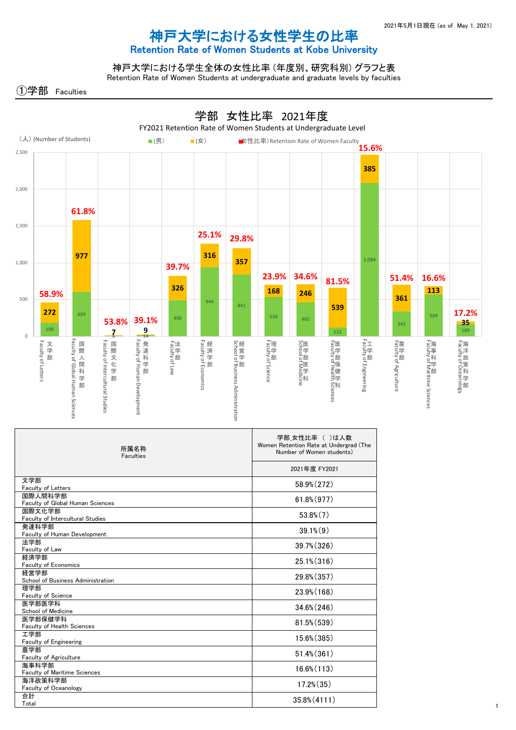2021年5月1日現在 (as of May 1, 2021)

# 神戸大学における女性学生の比率
## Retention Rate of Women Students at Kobe University

### 神戸大学における学生全体の女性比率（年度別、研究科別）グラフと表
Retention Rate of Women Students at undergraduate and graduate levels by faculties

## ①学部 Faculties

### 学部 女性比率 2021年度
FY2021 Retention Rate of Women Students at Undergraduate Level

（人）(Number of Students)　■(男)　■(女)　■(女性比率) Retention Rate of Women Faculty

| 学部 Faculty | (男) | (女) | 女性比率 |
| --- | --- | --- | --- |
| 文学部 Faculty of Letters | 190 | 272 | 58.9% |
| 国際人間科学部 Faculty of Global Human Sciences | 604 | 977 | 61.8% |
| 国際文化学部 Faculty of Intercultural Studies | 6 | 7 | 53.8% |
| 発達科学部 Faculty of Human Development | 14 | 9 | 39.1% |
| 法学部 Faculty of Law | 496 | 326 | 39.7% |
| 経済学部 Faculty of Economics | 944 | 316 | 25.1% |
| 経営学部 School of Business Administration | 841 | 357 | 29.8% |
| 理学部 Faculty of Science | 536 | 168 | 23.9% |
| 医学部医学科 School of Medicine | 465 | 246 | 34.6% |
| 医学部保健学科 Faculty of Health Sciences | 122 | 539 | 81.5% |
| 工学部 Faculty of Engineering | 2,084 | 385 | 15.6% |
| 農学部 Faculty of Agriculture | 342 | 361 | 51.4% |
| 海事科学部 Faculty of Maritime Sciences | 569 | 113 | 16.6% |
| 海洋政策科学部 Faculty of Oceanology | 169 | 35 | 17.2% |

| 所属名称 Faculties | 学部_女性比率（ ）は人数 Women Retention Rate at Undergrad (The Number of Women students) |
| --- | --- |
| | 2021年度 FY2021 |
| 文学部 Faculty of Letters | 58.9%(272) |
| 国際人間科学部 Faculty of Global Human Sciences | 61.8%(977) |
| 国際文化学部 Faculty of Intercultural Studies | 53.8%(7) |
| 発達科学部 Faculty of Human Development | 39.1%(9) |
| 法学部 Faculty of Law | 39.7%(326) |
| 経済学部 Faculty of Economics | 25.1%(316) |
| 経営学部 School of Business Administration | 29.8%(357) |
| 理学部 Faculty of Science | 23.9%(168) |
| 医学部医学科 School of Medicine | 34.6%(246) |
| 医学部保健学科 Faculty of Health Sciences | 81.5%(539) |
| 工学部 Faculty of Engineering | 15.6%(385) |
| 農学部 Faculty of Agriculture | 51.4%(361) |
| 海事科学部 Faculty of Maritime Sciences | 16.6%(113) |
| 海洋政策科学部 Faculty of Oceanology | 17.2%(35) |
| 合計 Total | 35.8%(4111) |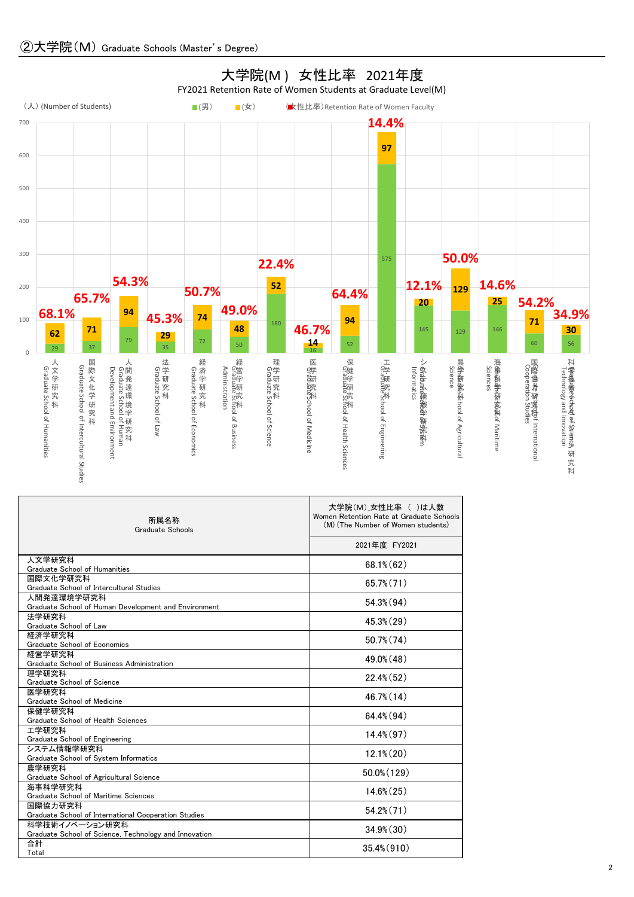## ②大学院（M） Graduate Schools (Master' s Degree)

### 大学院(M） 女性比率 2021年度
FY2021 Retention Rate of Women Students at Graduate Level(M)

（人）(Number of Students)　■(男)　■(女)　■(女性比率) Retention Rate of Women Faculty

| 所属名称 Graduate Schools | 男 | 女 | 女性比率 |
|---|---|---|---|
| 人文学研究科 Graduate School of Humanities | 29 | 62 | 68.1% |
| 国際文化学研究科 Graduate School of Intercultural Studies | 37 | 71 | 65.7% |
| 人間発達環境学研究科 Graduate School of Human Development and Environment | 79 | 94 | 54.3% |
| 法学研究科 Graduate School of Law | 35 | 29 | 45.3% |
| 経済学研究科 Graduate School of Economics | 72 | 74 | 50.7% |
| 経営学研究科 Graduate School of Business Administration | 50 | 48 | 49.0% |
| 理学研究科 Graduate School of Science | 180 | 52 | 22.4% |
| 医学研究科 Graduate School of Medicine | 16 | 14 | 46.7% |
| 保健学研究科 Graduate School of Health Sciences | 52 | 94 | 64.4% |
| 工学研究科 Graduate School of Engineering | 575 | 97 | 14.4% |
| システム情報学研究科 Graduate School of System Informatics | 145 | 20 | 12.1% |
| 農学研究科 Graduate School of Agricultural Science | 129 | 129 | 50.0% |
| 海事科学研究科 Graduate School of Maritime Sciences | 146 | 25 | 14.6% |
| 国際協力研究科 Graduate School of International Cooperation Studies | 60 | 71 | 54.2% |
| 科学技術イノベーション研究科 Graduate School of Science, Technology and Innovation | 56 | 30 | 34.9% |

| 所属名称<br>Graduate Schools | 大学院(M)_女性比率 （ ）は人数<br>Women Retention Rate at Graduate Schools (M) (The Number of Women students)<br>2021年度 FY2021 |
|---|---|
| 人文学研究科<br>Graduate School of Humanities | 68.1%(62) |
| 国際文化学研究科<br>Graduate School of Intercultural Studies | 65.7%(71) |
| 人間発達環境学研究科<br>Graduate School of Human Development and Environment | 54.3%(94) |
| 法学研究科<br>Graduate School of Law | 45.3%(29) |
| 経済学研究科<br>Graduate School of Economics | 50.7%(74) |
| 経営学研究科<br>Graduate School of Business Administration | 49.0%(48) |
| 理学研究科<br>Graduate School of Science | 22.4%(52) |
| 医学研究科<br>Graduate School of Medicine | 46.7%(14) |
| 保健学研究科<br>Graduate School of Health Sciences | 64.4%(94) |
| 工学研究科<br>Graduate School of Engineering | 14.4%(97) |
| システム情報学研究科<br>Graduate School of System Informatics | 12.1%(20) |
| 農学研究科<br>Graduate School of Agricultural Science | 50.0%(129) |
| 海事科学研究科<br>Graduate School of Maritime Sciences | 14.6%(25) |
| 国際協力研究科<br>Graduate School of International Cooperation Studies | 54.2%(71) |
| 科学技術イノベーション研究科<br>Graduate School of Science, Technology and Innovation | 34.9%(30) |
| 合計<br>Total | 35.4%(910) |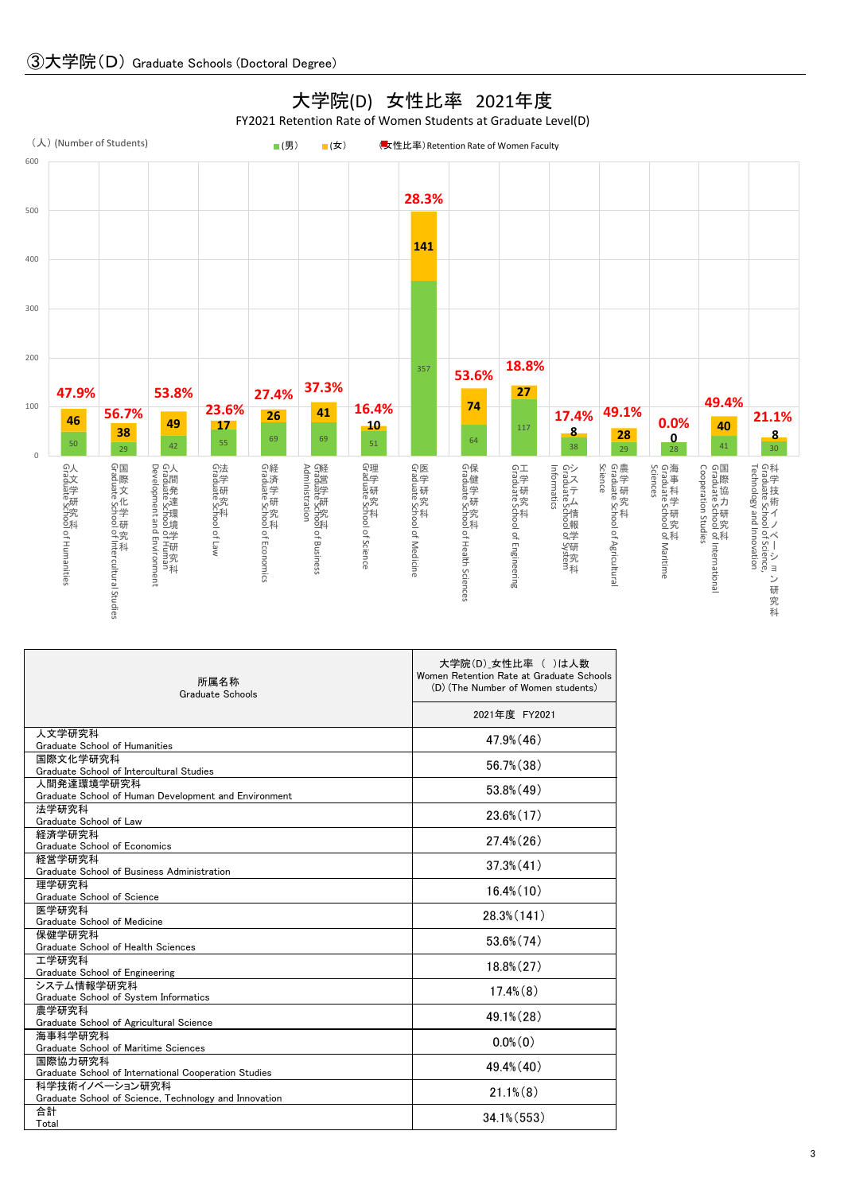## ③大学院（D）Graduate Schools (Doctoral Degree)

大学院(D)　女性比率　2021年度

FY2021 Retention Rate of Women Students at Graduate Level(D)

（人）(Number of Students)

■(男)　■(女)　■(女性比率) Retention Rate of Women Faculty

600
500
400
300
200
100
0

47.9%
46
50
人文学研究科 Graduate School of Humanities

56.7%
38
29
国際文化学研究科 Graduate School of Intercultural Studies

53.8%
49
42
人間発達環境学研究科 Graduate School of Human Development and Environment

23.6%
17
55
法学研究科 Graduate School of Law

27.4%
26
69
経済学研究科 Graduate School of Economics

37.3%
41
69
経営学研究科 Graduate School of Business Administration

16.4%
10
51
理学研究科 Graduate School of Science

28.3%
141
357
医学研究科 Graduate School of Medicine

53.6%
74
64
保健学研究科 Graduate School of Health Sciences

18.8%
27
117
工学研究科 Graduate School of Engineering

17.4%
8
38
システム情報学研究科 Graduate School of System Informatics

49.1%
28
29
農学研究科 Graduate School of Agricultural Science

0.0%
0
28
海事科学研究科 Graduate School of Maritime Sciences

49.4%
40
41
国際協力研究科 Graduate School of International Cooperation Studies

21.1%
8
30
科学技術イノベーション研究科 Graduate School of Science, Technology and Innovation

| 所属名称<br>Graduate Schools | 大学院(D)_女性比率　( )は人数<br>Women Retention Rate at Graduate Schools (D) (The Number of Women students) |
|---|---|
| | 2021年度　FY2021 |
| 人文学研究科<br>Graduate School of Humanities | 47.9%(46) |
| 国際文化学研究科<br>Graduate School of Intercultural Studies | 56.7%(38) |
| 人間発達環境学研究科<br>Graduate School of Human Development and Environment | 53.8%(49) |
| 法学研究科<br>Graduate School of Law | 23.6%(17) |
| 経済学研究科<br>Graduate School of Economics | 27.4%(26) |
| 経営学研究科<br>Graduate School of Business Administration | 37.3%(41) |
| 理学研究科<br>Graduate School of Science | 16.4%(10) |
| 医学研究科<br>Graduate School of Medicine | 28.3%(141) |
| 保健学研究科<br>Graduate School of Health Sciences | 53.6%(74) |
| 工学研究科<br>Graduate School of Engineering | 18.8%(27) |
| システム情報学研究科<br>Graduate School of System Informatics | 17.4%(8) |
| 農学研究科<br>Graduate School of Agricultural Science | 49.1%(28) |
| 海事科学研究科<br>Graduate School of Maritime Sciences | 0.0%(0) |
| 国際協力研究科<br>Graduate School of International Cooperation Studies | 49.4%(40) |
| 科学技術イノベーション研究科<br>Graduate School of Science, Technology and Innovation | 21.1%(8) |
| 合計<br>Total | 34.1%(553) |